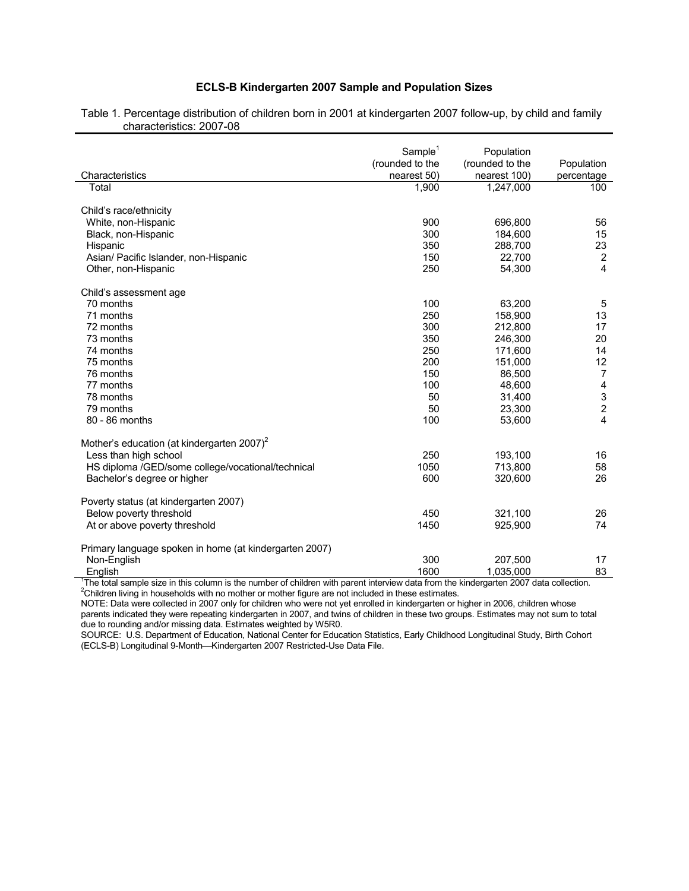## ECLS-B Kindergarten 2007 Sample and Population Sizes

Table 1. Percentage distribution of children born in 2001 at kindergarten 2007 follow-up, by child and family characteristics: 2007-08

| Characteristics | Sample[1] (rounded to the nearest 50) | Population (rounded to the nearest 100) | Population percentage |
|---|---|---|---|
| Total | 1,900 | 1,247,000 | 100 |
| **Child's race/ethnicity** | | | |
| White, non-Hispanic | 900 | 696,800 | 56 |
| Black, non-Hispanic | 300 | 184,600 | 15 |
| Hispanic | 350 | 288,700 | 23 |
| Asian/ Pacific Islander, non-Hispanic | 150 | 22,700 | 2 |
| Other, non-Hispanic | 250 | 54,300 | 4 |
| **Child's assessment age** | | | |
| 70 months | 100 | 63,200 | 5 |
| 71 months | 250 | 158,900 | 13 |
| 72 months | 300 | 212,800 | 17 |
| 73 months | 350 | 246,300 | 20 |
| 74 months | 250 | 171,600 | 14 |
| 75 months | 200 | 151,000 | 12 |
| 76 months | 150 | 86,500 | 7 |
| 77 months | 100 | 48,600 | 4 |
| 78 months | 50 | 31,400 | 3 |
| 79 months | 50 | 23,300 | 2 |
| 80 - 86 months | 100 | 53,600 | 4 |
| **Mother's education (at kindergarten 2007)[2]** | | | |
| Less than high school | 250 | 193,100 | 16 |
| HS diploma /GED/some college/vocational/technical | 1050 | 713,800 | 58 |
| Bachelor's degree or higher | 600 | 320,600 | 26 |
| **Poverty status (at kindergarten 2007)** | | | |
| Below poverty threshold | 450 | 321,100 | 26 |
| At or above poverty threshold | 1450 | 925,900 | 74 |
| **Primary language spoken in home (at kindergarten 2007)** | | | |
| Non-English | 300 | 207,500 | 17 |
| English | 1600 | 1,035,000 | 83 |

[1]The total sample size in this column is the number of children with parent interview data from the kindergarten 2007 data collection.
[2]Children living in households with no mother or mother figure are not included in these estimates.
NOTE: Data were collected in 2007 only for children who were not yet enrolled in kindergarten or higher in 2006, children whose parents indicated they were repeating kindergarten in 2007, and twins of children in these two groups. Estimates may not sum to total due to rounding and/or missing data. Estimates weighted by W5R0.
SOURCE: U.S. Department of Education, National Center for Education Statistics, Early Childhood Longitudinal Study, Birth Cohort (ECLS-B) Longitudinal 9-Month—Kindergarten 2007 Restricted-Use Data File.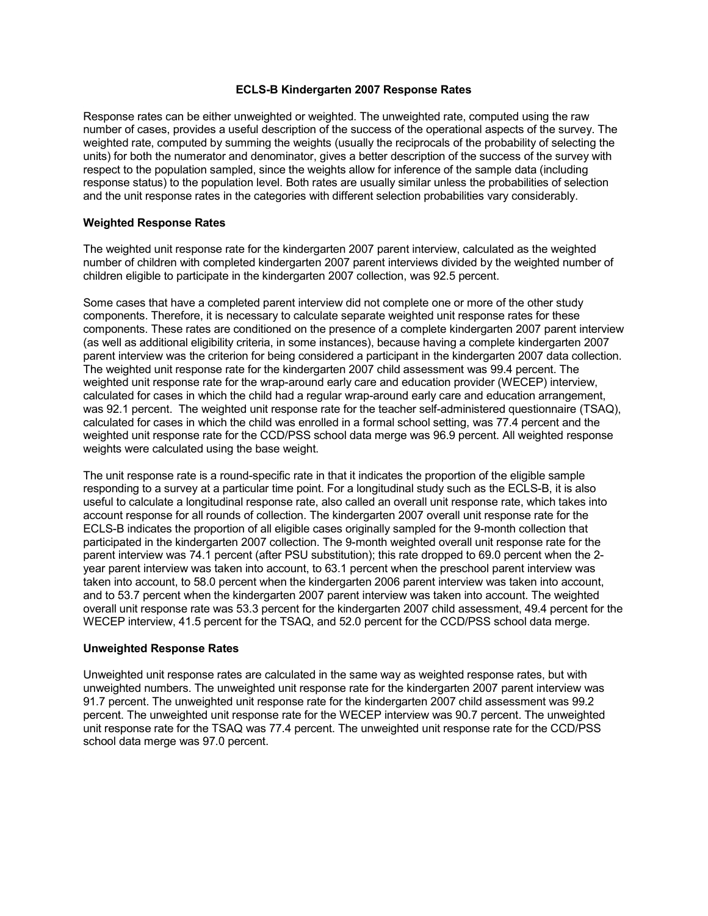# ECLS-B Kindergarten 2007 Response Rates

Response rates can be either unweighted or weighted. The unweighted rate, computed using the raw number of cases, provides a useful description of the success of the operational aspects of the survey. The weighted rate, computed by summing the weights (usually the reciprocals of the probability of selecting the units) for both the numerator and denominator, gives a better description of the success of the survey with respect to the population sampled, since the weights allow for inference of the sample data (including response status) to the population level. Both rates are usually similar unless the probabilities of selection and the unit response rates in the categories with different selection probabilities vary considerably.

## Weighted Response Rates

The weighted unit response rate for the kindergarten 2007 parent interview, calculated as the weighted number of children with completed kindergarten 2007 parent interviews divided by the weighted number of children eligible to participate in the kindergarten 2007 collection, was 92.5 percent.

Some cases that have a completed parent interview did not complete one or more of the other study components. Therefore, it is necessary to calculate separate weighted unit response rates for these components. These rates are conditioned on the presence of a complete kindergarten 2007 parent interview (as well as additional eligibility criteria, in some instances), because having a complete kindergarten 2007 parent interview was the criterion for being considered a participant in the kindergarten 2007 data collection. The weighted unit response rate for the kindergarten 2007 child assessment was 99.4 percent. The weighted unit response rate for the wrap-around early care and education provider (WECEP) interview, calculated for cases in which the child had a regular wrap-around early care and education arrangement, was 92.1 percent. The weighted unit response rate for the teacher self-administered questionnaire (TSAQ), calculated for cases in which the child was enrolled in a formal school setting, was 77.4 percent and the weighted unit response rate for the CCD/PSS school data merge was 96.9 percent. All weighted response weights were calculated using the base weight.

The unit response rate is a round-specific rate in that it indicates the proportion of the eligible sample responding to a survey at a particular time point. For a longitudinal study such as the ECLS-B, it is also useful to calculate a longitudinal response rate, also called an overall unit response rate, which takes into account response for all rounds of collection. The kindergarten 2007 overall unit response rate for the ECLS-B indicates the proportion of all eligible cases originally sampled for the 9-month collection that participated in the kindergarten 2007 collection. The 9-month weighted overall unit response rate for the parent interview was 74.1 percent (after PSU substitution); this rate dropped to 69.0 percent when the 2-year parent interview was taken into account, to 63.1 percent when the preschool parent interview was taken into account, to 58.0 percent when the kindergarten 2006 parent interview was taken into account, and to 53.7 percent when the kindergarten 2007 parent interview was taken into account. The weighted overall unit response rate was 53.3 percent for the kindergarten 2007 child assessment, 49.4 percent for the WECEP interview, 41.5 percent for the TSAQ, and 52.0 percent for the CCD/PSS school data merge.

## Unweighted Response Rates

Unweighted unit response rates are calculated in the same way as weighted response rates, but with unweighted numbers. The unweighted unit response rate for the kindergarten 2007 parent interview was 91.7 percent. The unweighted unit response rate for the kindergarten 2007 child assessment was 99.2 percent. The unweighted unit response rate for the WECEP interview was 90.7 percent. The unweighted unit response rate for the TSAQ was 77.4 percent. The unweighted unit response rate for the CCD/PSS school data merge was 97.0 percent.